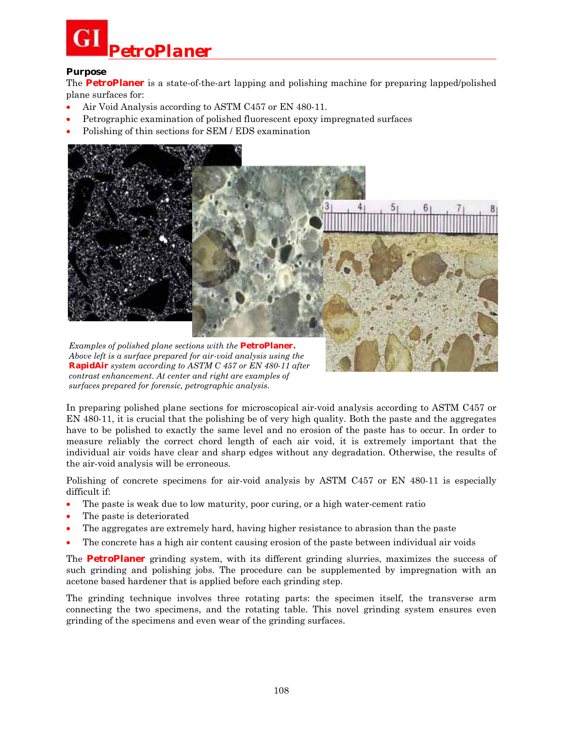# PetroPlaner

**Purpose**

The **PetroPlaner** is a state-of-the-art lapping and polishing machine for preparing lapped/polished plane surfaces for:

- Air Void Analysis according to ASTM C457 or EN 480-11.
- Petrographic examination of polished fluorescent epoxy impregnated surfaces
- Polishing of thin sections for SEM / EDS examination

*Examples of polished plane sections with the* ***PetroPlaner.*** *Above left is a surface prepared for air-void analysis using the* ***RapidAir*** *system according to ASTM C 457 or EN 480-11 after contrast enhancement. At center and right are examples of surfaces prepared for forensic, petrographic analysis.*

In preparing polished plane sections for microscopical air-void analysis according to ASTM C457 or EN 480-11, it is crucial that the polishing be of very high quality. Both the paste and the aggregates have to be polished to exactly the same level and no erosion of the paste has to occur. In order to measure reliably the correct chord length of each air void, it is extremely important that the individual air voids have clear and sharp edges without any degradation. Otherwise, the results of the air-void analysis will be erroneous.

Polishing of concrete specimens for air-void analysis by ASTM C457 or EN 480-11 is especially difficult if:

- The paste is weak due to low maturity, poor curing, or a high water-cement ratio
- The paste is deteriorated
- The aggregates are extremely hard, having higher resistance to abrasion than the paste
- The concrete has a high air content causing erosion of the paste between individual air voids

The **PetroPlaner** grinding system, with its different grinding slurries, maximizes the success of such grinding and polishing jobs. The procedure can be supplemented by impregnation with an acetone based hardener that is applied before each grinding step.

The grinding technique involves three rotating parts: the specimen itself, the transverse arm connecting the two specimens, and the rotating table. This novel grinding system ensures even grinding of the specimens and even wear of the grinding surfaces.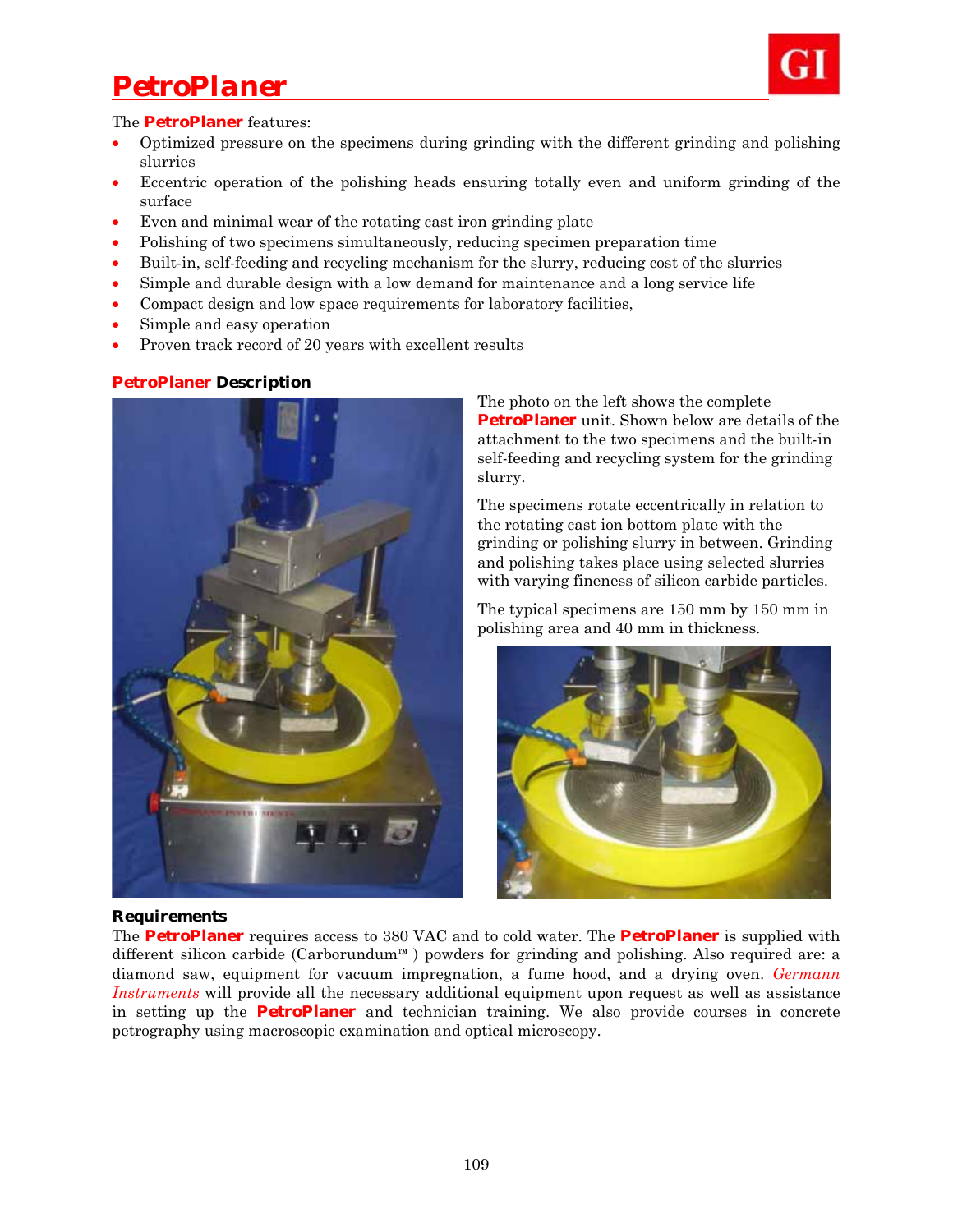# PetroPlaner

The **PetroPlaner** features:

- Optimized pressure on the specimens during grinding with the different grinding and polishing slurries
- Eccentric operation of the polishing heads ensuring totally even and uniform grinding of the surface
- Even and minimal wear of the rotating cast iron grinding plate
- Polishing of two specimens simultaneously, reducing specimen preparation time
- Built-in, self-feeding and recycling mechanism for the slurry, reducing cost of the slurries
- Simple and durable design with a low demand for maintenance and a long service life
- Compact design and low space requirements for laboratory facilities,
- Simple and easy operation
- Proven track record of 20 years with excellent results

## PetroPlaner Description

The photo on the left shows the complete **PetroPlaner** unit. Shown below are details of the attachment to the two specimens and the built-in self-feeding and recycling system for the grinding slurry.

The specimens rotate eccentrically in relation to the rotating cast ion bottom plate with the grinding or polishing slurry in between. Grinding and polishing takes place using selected slurries with varying fineness of silicon carbide particles.

The typical specimens are 150 mm by 150 mm in polishing area and 40 mm in thickness.

## Requirements

The **PetroPlaner** requires access to 380 VAC and to cold water. The **PetroPlaner** is supplied with different silicon carbide (Carborundum™ ) powders for grinding and polishing. Also required are: a diamond saw, equipment for vacuum impregnation, a fume hood, and a drying oven. *Germann Instruments* will provide all the necessary additional equipment upon request as well as assistance in setting up the **PetroPlaner** and technician training. We also provide courses in concrete petrography using macroscopic examination and optical microscopy.